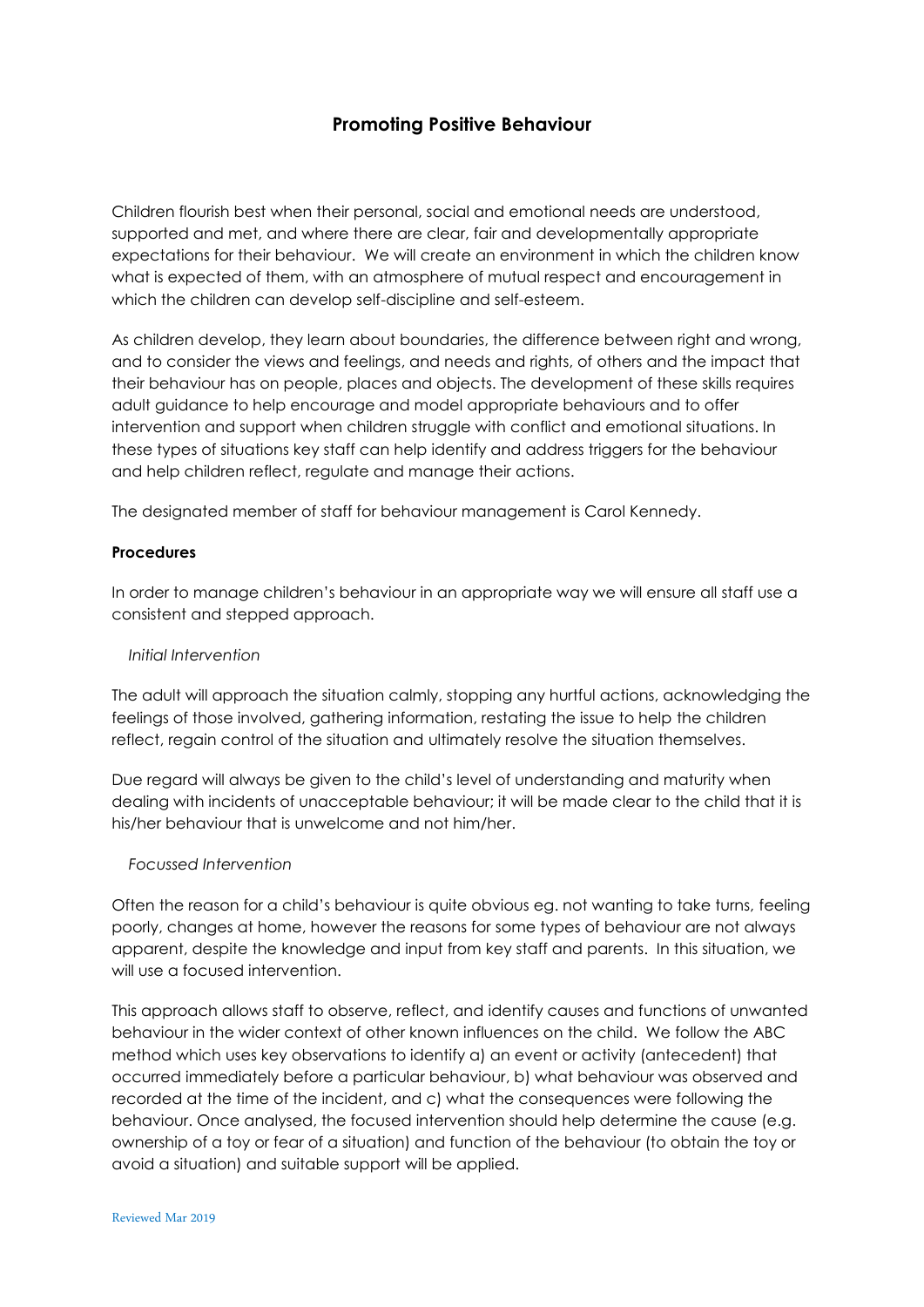# Promoting Positive Behaviour

Children flourish best when their personal, social and emotional needs are understood, supported and met, and where there are clear, fair and developmentally appropriate expectations for their behaviour. We will create an environment in which the children know what is expected of them, with an atmosphere of mutual respect and encouragement in which the children can develop self-discipline and self-esteem.

As children develop, they learn about boundaries, the difference between right and wrong, and to consider the views and feelings, and needs and rights, of others and the impact that their behaviour has on people, places and objects. The development of these skills requires adult guidance to help encourage and model appropriate behaviours and to offer intervention and support when children struggle with conflict and emotional situations. In these types of situations key staff can help identify and address triggers for the behaviour and help children reflect, regulate and manage their actions.

The designated member of staff for behaviour management is Carol Kennedy.

**Procedures**

In order to manage children's behaviour in an appropriate way we will ensure all staff use a consistent and stepped approach.

*Initial Intervention*

The adult will approach the situation calmly, stopping any hurtful actions, acknowledging the feelings of those involved, gathering information, restating the issue to help the children reflect, regain control of the situation and ultimately resolve the situation themselves.

Due regard will always be given to the child's level of understanding and maturity when dealing with incidents of unacceptable behaviour; it will be made clear to the child that it is his/her behaviour that is unwelcome and not him/her.

*Focussed Intervention*

Often the reason for a child's behaviour is quite obvious eg. not wanting to take turns, feeling poorly, changes at home, however the reasons for some types of behaviour are not always apparent, despite the knowledge and input from key staff and parents. In this situation, we will use a focused intervention.

This approach allows staff to observe, reflect, and identify causes and functions of unwanted behaviour in the wider context of other known influences on the child. We follow the ABC method which uses key observations to identify a) an event or activity (antecedent) that occurred immediately before a particular behaviour, b) what behaviour was observed and recorded at the time of the incident, and c) what the consequences were following the behaviour. Once analysed, the focused intervention should help determine the cause (e.g. ownership of a toy or fear of a situation) and function of the behaviour (to obtain the toy or avoid a situation) and suitable support will be applied.

Reviewed Mar 2019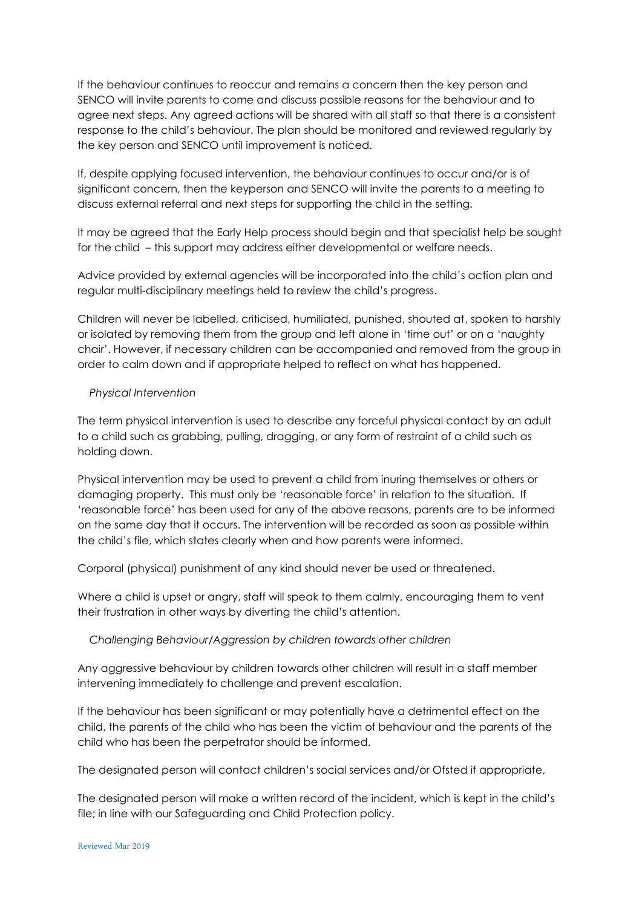If the behaviour continues to reoccur and remains a concern then the key person and SENCO will invite parents to come and discuss possible reasons for the behaviour and to agree next steps. Any agreed actions will be shared with all staff so that there is a consistent response to the child's behaviour. The plan should be monitored and reviewed regularly by the key person and SENCO until improvement is noticed.

If, despite applying focused intervention, the behaviour continues to occur and/or is of significant concern, then the keyperson and SENCO will invite the parents to a meeting to discuss external referral and next steps for supporting the child in the setting.

It may be agreed that the Early Help process should begin and that specialist help be sought for the child – this support may address either developmental or welfare needs.

Advice provided by external agencies will be incorporated into the child's action plan and regular multi-disciplinary meetings held to review the child's progress.

Children will never be labelled, criticised, humiliated, punished, shouted at, spoken to harshly or isolated by removing them from the group and left alone in 'time out' or on a 'naughty chair'. However, if necessary children can be accompanied and removed from the group in order to calm down and if appropriate helped to reflect on what has happened.

*Physical Intervention*

The term physical intervention is used to describe any forceful physical contact by an adult to a child such as grabbing, pulling, dragging, or any form of restraint of a child such as holding down.

Physical intervention may be used to prevent a child from inuring themselves or others or damaging property. This must only be 'reasonable force' in relation to the situation. If 'reasonable force' has been used for any of the above reasons, parents are to be informed on the same day that it occurs. The intervention will be recorded as soon as possible within the child's file, which states clearly when and how parents were informed.

Corporal (physical) punishment of any kind should never be used or threatened.

Where a child is upset or angry, staff will speak to them calmly, encouraging them to vent their frustration in other ways by diverting the child's attention.

*Challenging Behaviour/Aggression by children towards other children*

Any aggressive behaviour by children towards other children will result in a staff member intervening immediately to challenge and prevent escalation.

If the behaviour has been significant or may potentially have a detrimental effect on the child, the parents of the child who has been the victim of behaviour and the parents of the child who has been the perpetrator should be informed.

The designated person will contact children's social services and/or Ofsted if appropriate,

The designated person will make a written record of the incident, which is kept in the child's file; in line with our Safeguarding and Child Protection policy.

Reviewed Mar 2019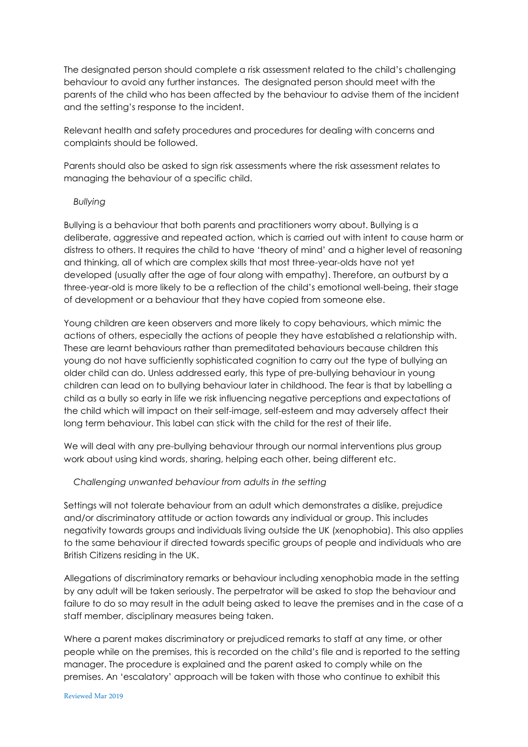The designated person should complete a risk assessment related to the child's challenging behaviour to avoid any further instances. The designated person should meet with the parents of the child who has been affected by the behaviour to advise them of the incident and the setting's response to the incident.

Relevant health and safety procedures and procedures for dealing with concerns and complaints should be followed.

Parents should also be asked to sign risk assessments where the risk assessment relates to managing the behaviour of a specific child.

*Bullying*

Bullying is a behaviour that both parents and practitioners worry about. Bullying is a deliberate, aggressive and repeated action, which is carried out with intent to cause harm or distress to others. It requires the child to have 'theory of mind' and a higher level of reasoning and thinking, all of which are complex skills that most three-year-olds have not yet developed (usually after the age of four along with empathy). Therefore, an outburst by a three-year-old is more likely to be a reflection of the child's emotional well-being, their stage of development or a behaviour that they have copied from someone else.

Young children are keen observers and more likely to copy behaviours, which mimic the actions of others, especially the actions of people they have established a relationship with. These are learnt behaviours rather than premeditated behaviours because children this young do not have sufficiently sophisticated cognition to carry out the type of bullying an older child can do. Unless addressed early, this type of pre-bullying behaviour in young children can lead on to bullying behaviour later in childhood. The fear is that by labelling a child as a bully so early in life we risk influencing negative perceptions and expectations of the child which will impact on their self-image, self-esteem and may adversely affect their long term behaviour. This label can stick with the child for the rest of their life.

We will deal with any pre-bullying behaviour through our normal interventions plus group work about using kind words, sharing, helping each other, being different etc.

*Challenging unwanted behaviour from adults in the setting*

Settings will not tolerate behaviour from an adult which demonstrates a dislike, prejudice and/or discriminatory attitude or action towards any individual or group. This includes negativity towards groups and individuals living outside the UK (xenophobia). This also applies to the same behaviour if directed towards specific groups of people and individuals who are British Citizens residing in the UK.

Allegations of discriminatory remarks or behaviour including xenophobia made in the setting by any adult will be taken seriously. The perpetrator will be asked to stop the behaviour and failure to do so may result in the adult being asked to leave the premises and in the case of a staff member, disciplinary measures being taken.

Where a parent makes discriminatory or prejudiced remarks to staff at any time, or other people while on the premises, this is recorded on the child's file and is reported to the setting manager. The procedure is explained and the parent asked to comply while on the premises. An 'escalatory' approach will be taken with those who continue to exhibit this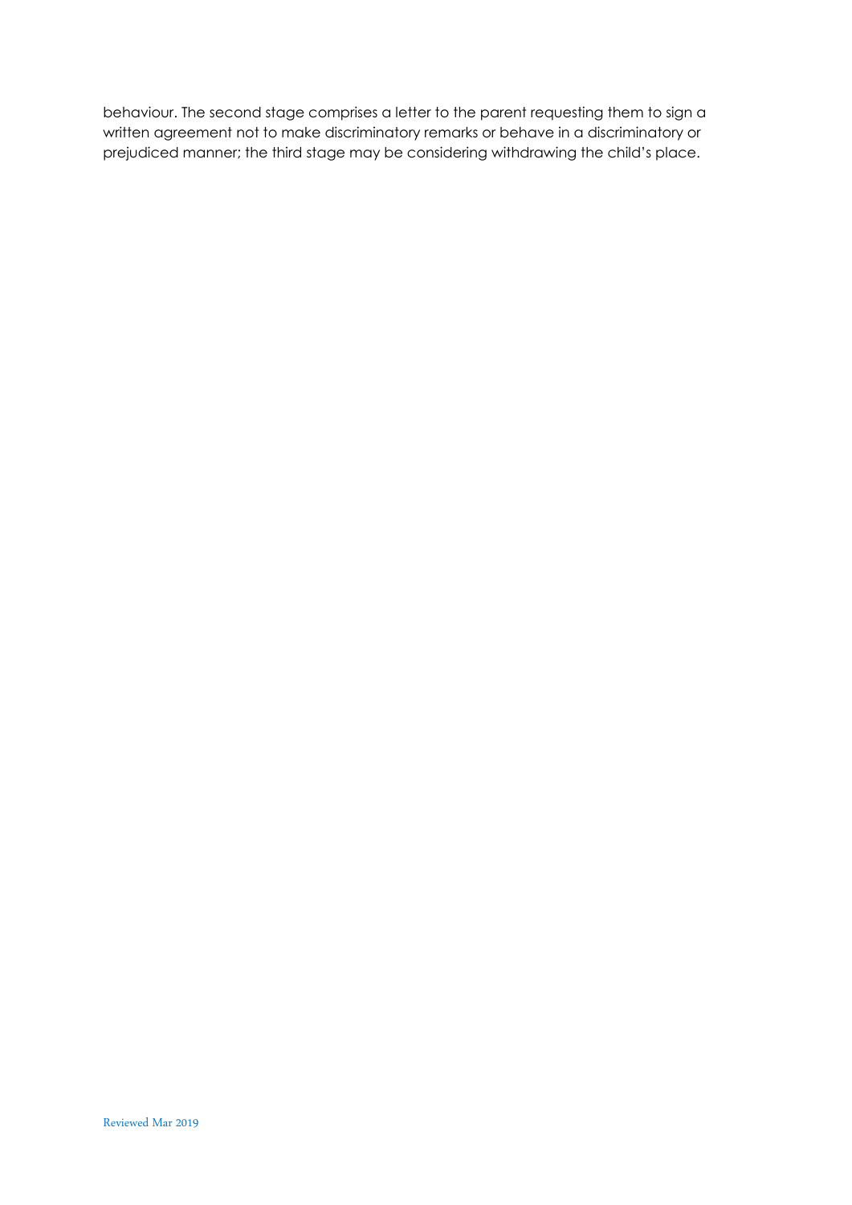behaviour. The second stage comprises a letter to the parent requesting them to sign a written agreement not to make discriminatory remarks or behave in a discriminatory or prejudiced manner; the third stage may be considering withdrawing the child's place.